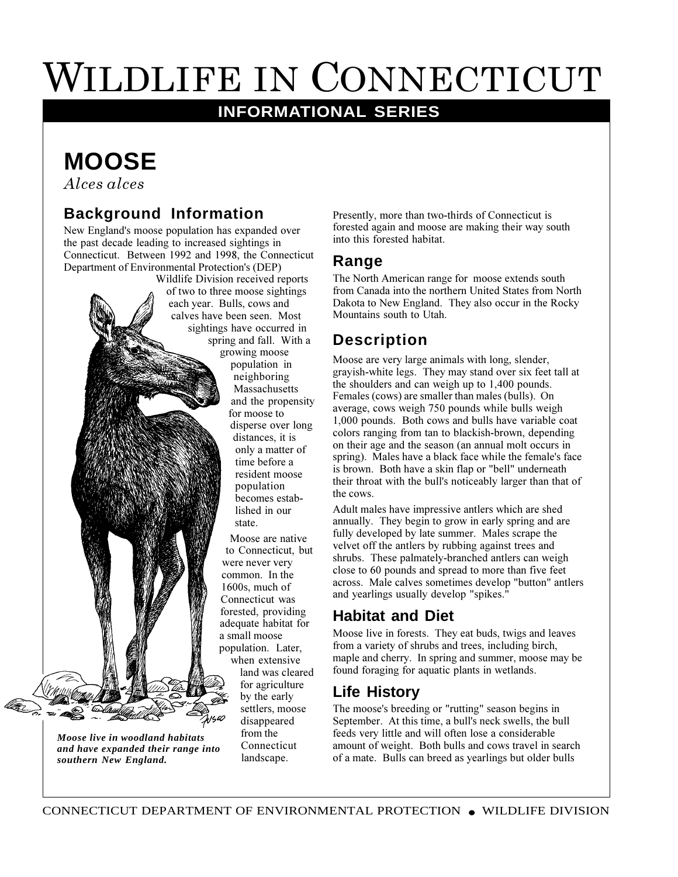# WILDLIFE IN CONNECTICUT

**INFORMATIONAL SERIES**

## MOOSE

*Alces alces*

### Background Information

New England's moose population has expanded over the past decade leading to increased sightings in Connecticut. Between 1992 and 1998, the Connecticut Department of Environmental Protection's (DEP) Wildlife Division received reports of two to three moose sightings each year. Bulls, cows and calves have been seen. Most sightings have occurred in spring and fall. With a growing moose population in neighboring Massachusetts and the propensity for moose to disperse over long distances, it is only a matter of time before a resident moose population becomes established in our state.

Moose are native to Connecticut, but were never very common. In the 1600s, much of Connecticut was forested, providing adequate habitat for a small moose population. Later, when extensive land was cleared for agriculture by the early settlers, moose disappeared from the Connecticut landscape.

***Moose live in woodland habitats and have expanded their range into southern New England.***

Presently, more than two-thirds of Connecticut is forested again and moose are making their way south into this forested habitat.

### Range

The North American range for moose extends south from Canada into the northern United States from North Dakota to New England. They also occur in the Rocky Mountains south to Utah.

### Description

Moose are very large animals with long, slender, grayish-white legs. They may stand over six feet tall at the shoulders and can weigh up to 1,400 pounds. Females (cows) are smaller than males (bulls). On average, cows weigh 750 pounds while bulls weigh 1,000 pounds. Both cows and bulls have variable coat colors ranging from tan to blackish-brown, depending on their age and the season (an annual molt occurs in spring). Males have a black face while the female's face is brown. Both have a skin flap or "bell" underneath their throat with the bull's noticeably larger than that of the cows.

Adult males have impressive antlers which are shed annually. They begin to grow in early spring and are fully developed by late summer. Males scrape the velvet off the antlers by rubbing against trees and shrubs. These palmately-branched antlers can weigh close to 60 pounds and spread to more than five feet across. Male calves sometimes develop "button" antlers and yearlings usually develop "spikes."

### Habitat and Diet

Moose live in forests. They eat buds, twigs and leaves from a variety of shrubs and trees, including birch, maple and cherry. In spring and summer, moose may be found foraging for aquatic plants in wetlands.

### Life History

The moose's breeding or "rutting" season begins in September. At this time, a bull's neck swells, the bull feeds very little and will often lose a considerable amount of weight. Both bulls and cows travel in search of a mate. Bulls can breed as yearlings but older bulls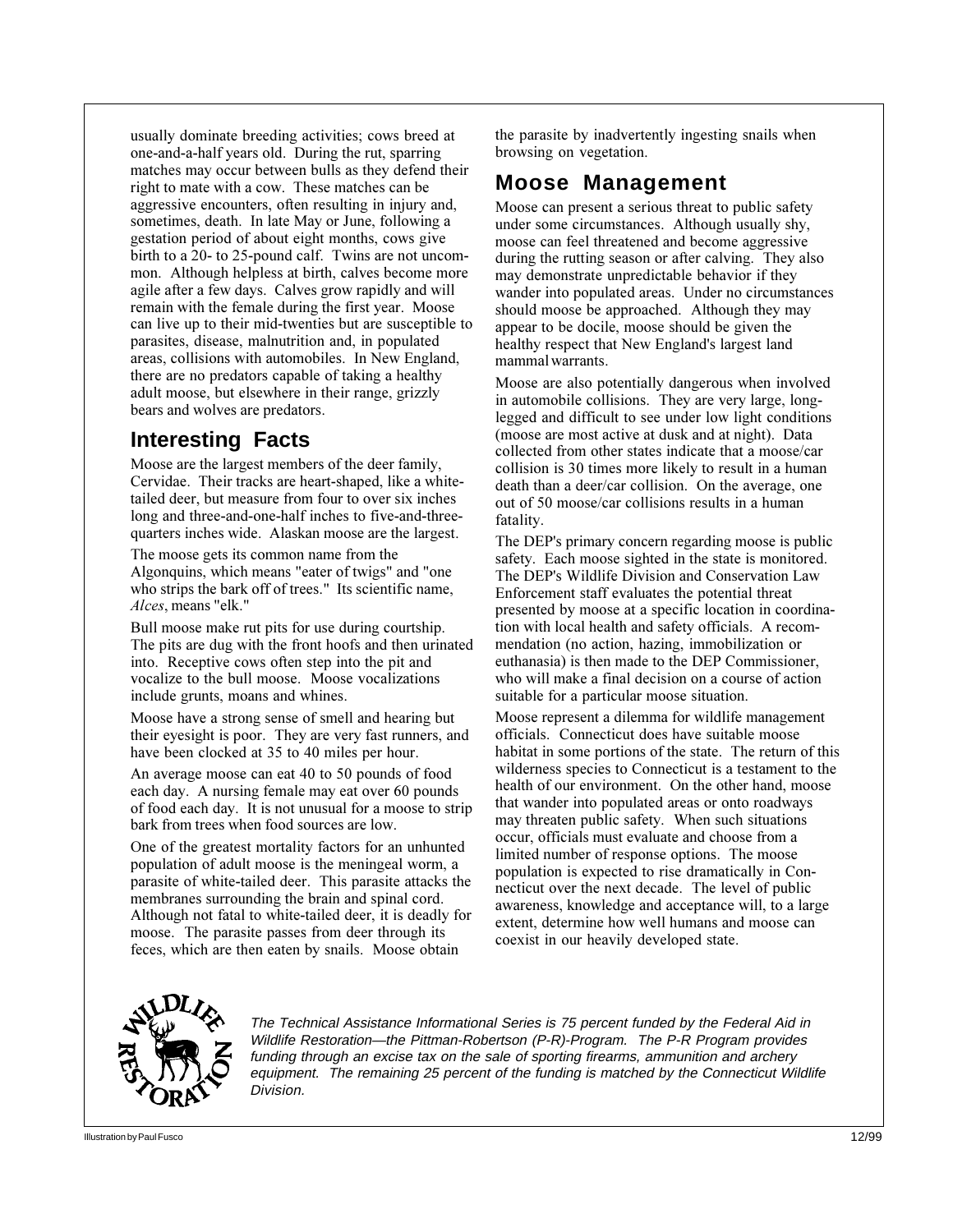usually dominate breeding activities; cows breed at one-and-a-half years old. During the rut, sparring matches may occur between bulls as they defend their right to mate with a cow. These matches can be aggressive encounters, often resulting in injury and, sometimes, death. In late May or June, following a gestation period of about eight months, cows give birth to a 20- to 25-pound calf. Twins are not uncommon. Although helpless at birth, calves become more agile after a few days. Calves grow rapidly and will remain with the female during the first year. Moose can live up to their mid-twenties but are susceptible to parasites, disease, malnutrition and, in populated areas, collisions with automobiles. In New England, there are no predators capable of taking a healthy adult moose, but elsewhere in their range, grizzly bears and wolves are predators.

## Interesting Facts

Moose are the largest members of the deer family, Cervidae. Their tracks are heart-shaped, like a white-tailed deer, but measure from four to over six inches long and three-and-one-half inches to five-and-three-quarters inches wide. Alaskan moose are the largest.

The moose gets its common name from the Algonquins, which means "eater of twigs" and "one who strips the bark off of trees." Its scientific name, *Alces*, means "elk."

Bull moose make rut pits for use during courtship. The pits are dug with the front hoofs and then urinated into. Receptive cows often step into the pit and vocalize to the bull moose. Moose vocalizations include grunts, moans and whines.

Moose have a strong sense of smell and hearing but their eyesight is poor. They are very fast runners, and have been clocked at 35 to 40 miles per hour.

An average moose can eat 40 to 50 pounds of food each day. A nursing female may eat over 60 pounds of food each day. It is not unusual for a moose to strip bark from trees when food sources are low.

One of the greatest mortality factors for an unhunted population of adult moose is the meningeal worm, a parasite of white-tailed deer. This parasite attacks the membranes surrounding the brain and spinal cord. Although not fatal to white-tailed deer, it is deadly for moose. The parasite passes from deer through its feces, which are then eaten by snails. Moose obtain the parasite by inadvertently ingesting snails when browsing on vegetation.

## Moose Management

Moose can present a serious threat to public safety under some circumstances. Although usually shy, moose can feel threatened and become aggressive during the rutting season or after calving. They also may demonstrate unpredictable behavior if they wander into populated areas. Under no circumstances should moose be approached. Although they may appear to be docile, moose should be given the healthy respect that New England's largest land mammal warrants.

Moose are also potentially dangerous when involved in automobile collisions. They are very large, long-legged and difficult to see under low light conditions (moose are most active at dusk and at night). Data collected from other states indicate that a moose/car collision is 30 times more likely to result in a human death than a deer/car collision. On the average, one out of 50 moose/car collisions results in a human fatality.

The DEP's primary concern regarding moose is public safety. Each moose sighted in the state is monitored. The DEP's Wildlife Division and Conservation Law Enforcement staff evaluates the potential threat presented by moose at a specific location in coordination with local health and safety officials. A recommendation (no action, hazing, immobilization or euthanasia) is then made to the DEP Commissioner, who will make a final decision on a course of action suitable for a particular moose situation.

Moose represent a dilemma for wildlife management officials. Connecticut does have suitable moose habitat in some portions of the state. The return of this wilderness species to Connecticut is a testament to the health of our environment. On the other hand, moose that wander into populated areas or onto roadways may threaten public safety. When such situations occur, officials must evaluate and choose from a limited number of response options. The moose population is expected to rise dramatically in Connecticut over the next decade. The level of public awareness, knowledge and acceptance will, to a large extent, determine how well humans and moose can coexist in our heavily developed state.

WILDLIFE RESTORATION

*The Technical Assistance Informational Series is 75 percent funded by the Federal Aid in Wildlife Restoration—the Pittman-Robertson (P-R)-Program. The P-R Program provides funding through an excise tax on the sale of sporting firearms, ammunition and archery equipment. The remaining 25 percent of the funding is matched by the Connecticut Wildlife Division.*

Illustration by Paul Fusco

12/99